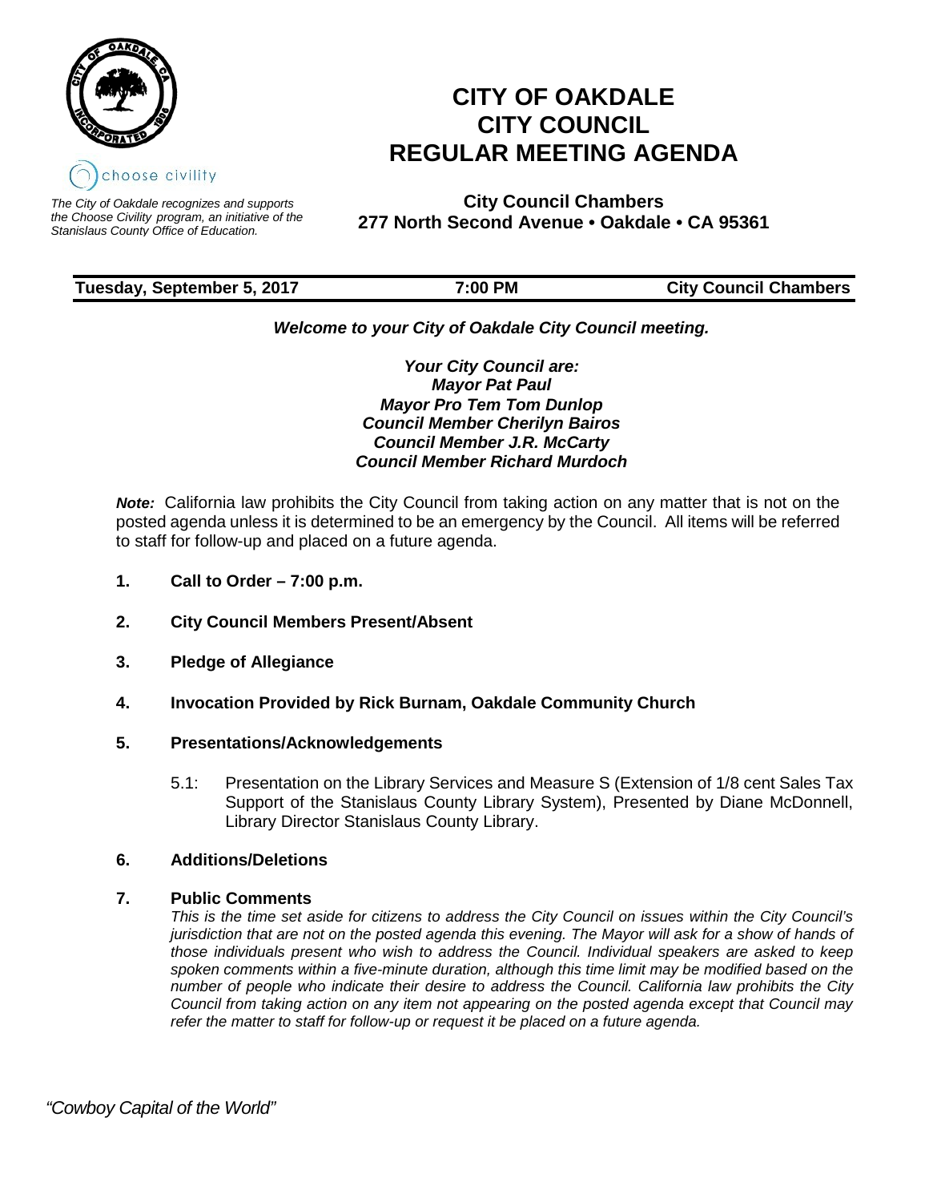choose civility

*The City of Oakdale recognizes and supports the Choose Civility program, an initiative of the Stanislaus County Office of Education.*

# CITY OF OAKDALE
# CITY COUNCIL
# REGULAR MEETING AGENDA

**City Council Chambers**
**277 North Second Avenue • Oakdale • CA 95361**

| **Tuesday, September 5, 2017** | **7:00 PM** | **City Council Chambers** |
|---|---|---|

***Welcome to your City of Oakdale City Council meeting.***

***Your City Council are:***
***Mayor Pat Paul***
***Mayor Pro Tem Tom Dunlop***
***Council Member Cherilyn Bairos***
***Council Member J.R. McCarty***
***Council Member Richard Murdoch***

***Note:*** California law prohibits the City Council from taking action on any matter that is not on the posted agenda unless it is determined to be an emergency by the Council. All items will be referred to staff for follow-up and placed on a future agenda.

**1. Call to Order – 7:00 p.m.**

**2. City Council Members Present/Absent**

**3. Pledge of Allegiance**

**4. Invocation Provided by Rick Burnam, Oakdale Community Church**

**5. Presentations/Acknowledgements**

5.1: Presentation on the Library Services and Measure S (Extension of 1/8 cent Sales Tax Support of the Stanislaus County Library System), Presented by Diane McDonnell, Library Director Stanislaus County Library.

**6. Additions/Deletions**

**7. Public Comments**

*This is the time set aside for citizens to address the City Council on issues within the City Council's jurisdiction that are not on the posted agenda this evening. The Mayor will ask for a show of hands of those individuals present who wish to address the Council. Individual speakers are asked to keep spoken comments within a five-minute duration, although this time limit may be modified based on the number of people who indicate their desire to address the Council. California law prohibits the City Council from taking action on any item not appearing on the posted agenda except that Council may refer the matter to staff for follow-up or request it be placed on a future agenda.*

*"Cowboy Capital of the World"*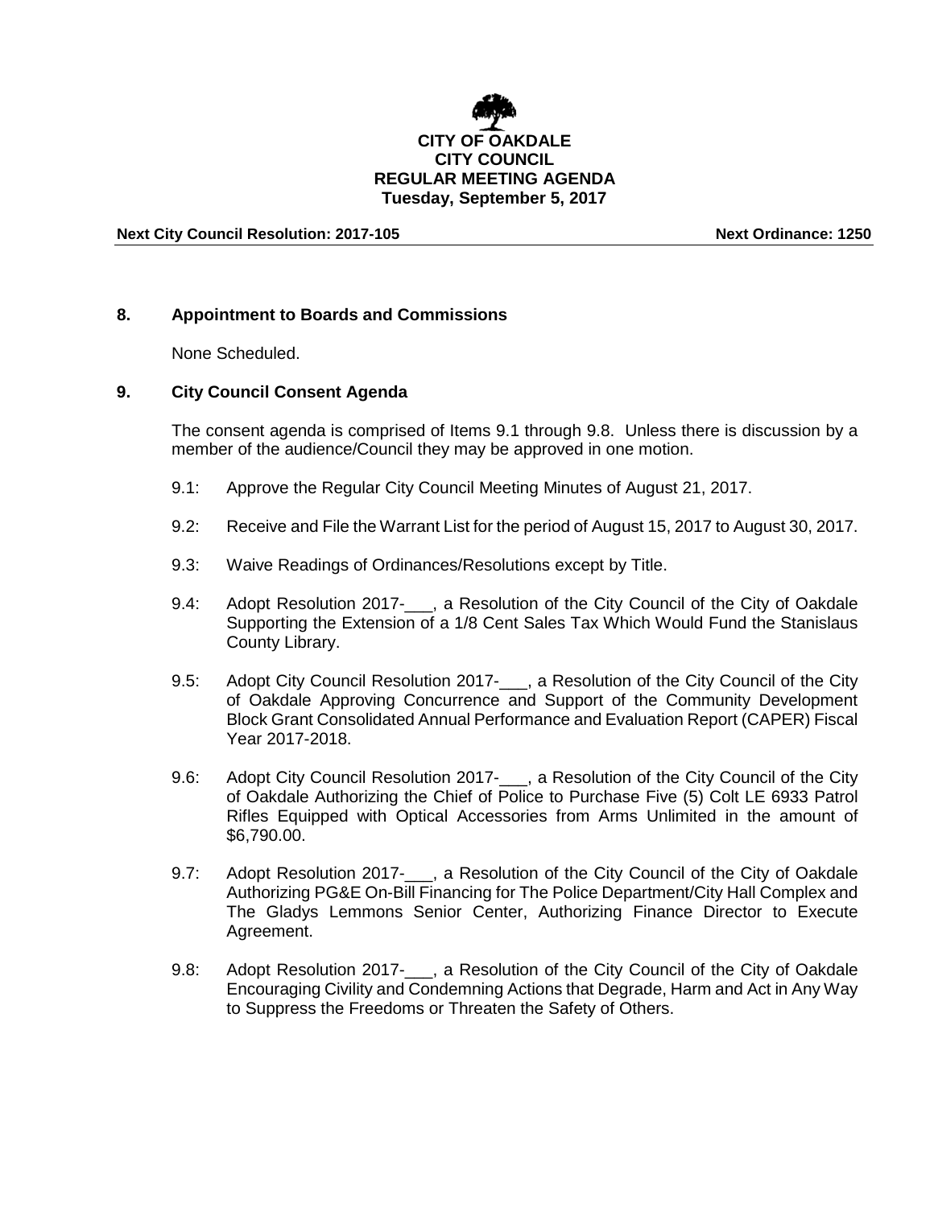**CITY OF OAKDALE**
**CITY COUNCIL**
**REGULAR MEETING AGENDA**
**Tuesday, September 5, 2017**

**Next City Council Resolution: 2017-105** **Next Ordinance: 1250**

## 8. Appointment to Boards and Commissions

None Scheduled.

## 9. City Council Consent Agenda

The consent agenda is comprised of Items 9.1 through 9.8. Unless there is discussion by a member of the audience/Council they may be approved in one motion.

9.1: Approve the Regular City Council Meeting Minutes of August 21, 2017.

9.2: Receive and File the Warrant List for the period of August 15, 2017 to August 30, 2017.

9.3: Waive Readings of Ordinances/Resolutions except by Title.

9.4: Adopt Resolution 2017-___, a Resolution of the City Council of the City of Oakdale Supporting the Extension of a 1/8 Cent Sales Tax Which Would Fund the Stanislaus County Library.

9.5: Adopt City Council Resolution 2017-___, a Resolution of the City Council of the City of Oakdale Approving Concurrence and Support of the Community Development Block Grant Consolidated Annual Performance and Evaluation Report (CAPER) Fiscal Year 2017-2018.

9.6: Adopt City Council Resolution 2017-___, a Resolution of the City Council of the City of Oakdale Authorizing the Chief of Police to Purchase Five (5) Colt LE 6933 Patrol Rifles Equipped with Optical Accessories from Arms Unlimited in the amount of $6,790.00.

9.7: Adopt Resolution 2017-___, a Resolution of the City Council of the City of Oakdale Authorizing PG&E On-Bill Financing for The Police Department/City Hall Complex and The Gladys Lemmons Senior Center, Authorizing Finance Director to Execute Agreement.

9.8: Adopt Resolution 2017-___, a Resolution of the City Council of the City of Oakdale Encouraging Civility and Condemning Actions that Degrade, Harm and Act in Any Way to Suppress the Freedoms or Threaten the Safety of Others.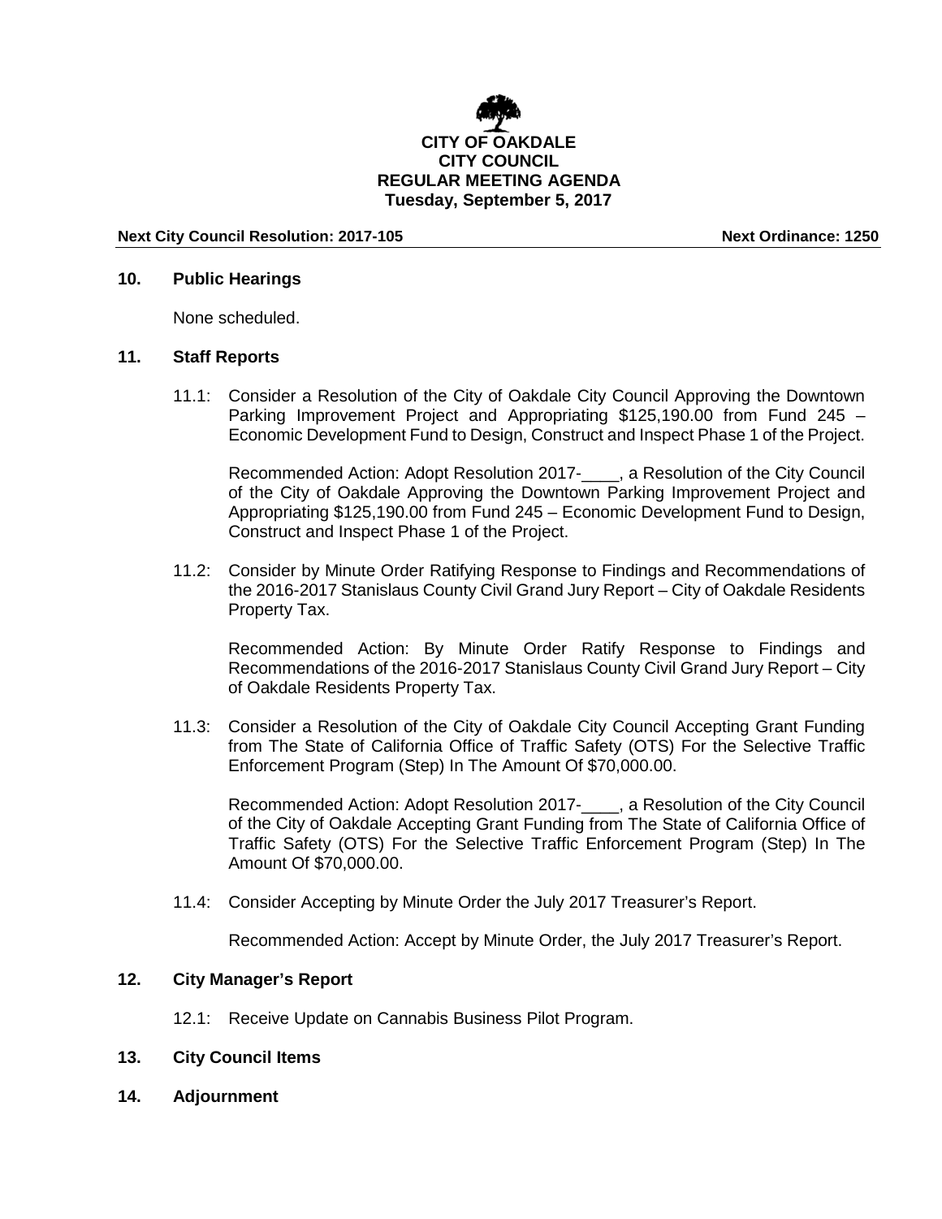**CITY OF OAKDALE**
**CITY COUNCIL**
**REGULAR MEETING AGENDA**
**Tuesday, September 5, 2017**

**Next City Council Resolution: 2017-105** **Next Ordinance: 1250**

## 10. Public Hearings

None scheduled.

## 11. Staff Reports

11.1: Consider a Resolution of the City of Oakdale City Council Approving the Downtown Parking Improvement Project and Appropriating $125,190.00 from Fund 245 – Economic Development Fund to Design, Construct and Inspect Phase 1 of the Project.

Recommended Action: Adopt Resolution 2017-____, a Resolution of the City Council of the City of Oakdale Approving the Downtown Parking Improvement Project and Appropriating $125,190.00 from Fund 245 – Economic Development Fund to Design, Construct and Inspect Phase 1 of the Project.

11.2: Consider by Minute Order Ratifying Response to Findings and Recommendations of the 2016-2017 Stanislaus County Civil Grand Jury Report – City of Oakdale Residents Property Tax.

Recommended Action: By Minute Order Ratify Response to Findings and Recommendations of the 2016-2017 Stanislaus County Civil Grand Jury Report – City of Oakdale Residents Property Tax.

11.3: Consider a Resolution of the City of Oakdale City Council Accepting Grant Funding from The State of California Office of Traffic Safety (OTS) For the Selective Traffic Enforcement Program (Step) In The Amount Of $70,000.00.

Recommended Action: Adopt Resolution 2017-____, a Resolution of the City Council of the City of Oakdale Accepting Grant Funding from The State of California Office of Traffic Safety (OTS) For the Selective Traffic Enforcement Program (Step) In The Amount Of $70,000.00.

11.4: Consider Accepting by Minute Order the July 2017 Treasurer's Report.

Recommended Action: Accept by Minute Order, the July 2017 Treasurer's Report.

## 12. City Manager's Report

12.1: Receive Update on Cannabis Business Pilot Program.

## 13. City Council Items

## 14. Adjournment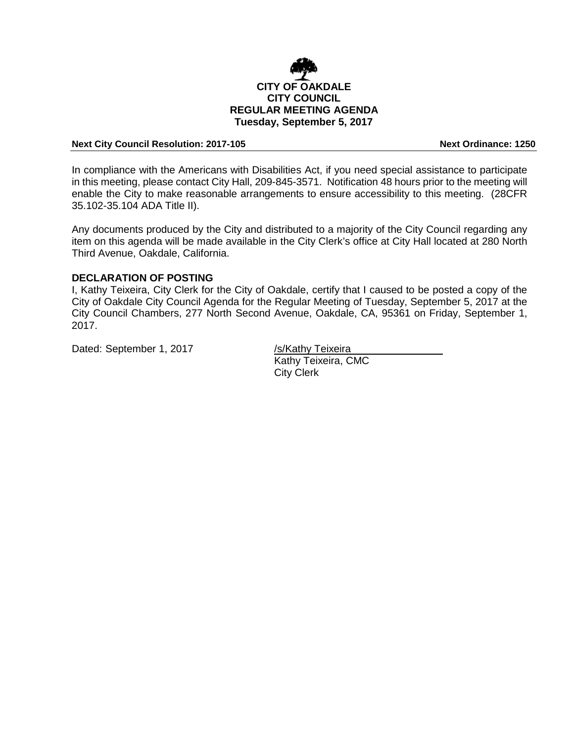**CITY OF OAKDALE**
**CITY COUNCIL**
**REGULAR MEETING AGENDA**
**Tuesday, September 5, 2017**

**Next City Council Resolution: 2017-105** **Next Ordinance: 1250**

In compliance with the Americans with Disabilities Act, if you need special assistance to participate in this meeting, please contact City Hall, 209-845-3571. Notification 48 hours prior to the meeting will enable the City to make reasonable arrangements to ensure accessibility to this meeting. (28CFR 35.102-35.104 ADA Title II).

Any documents produced by the City and distributed to a majority of the City Council regarding any item on this agenda will be made available in the City Clerk's office at City Hall located at 280 North Third Avenue, Oakdale, California.

**DECLARATION OF POSTING**

I, Kathy Teixeira, City Clerk for the City of Oakdale, certify that I caused to be posted a copy of the City of Oakdale City Council Agenda for the Regular Meeting of Tuesday, September 5, 2017 at the City Council Chambers, 277 North Second Avenue, Oakdale, CA, 95361 on Friday, September 1, 2017.

Dated: September 1, 2017

/s/Kathy Teixeira
Kathy Teixeira, CMC
City Clerk